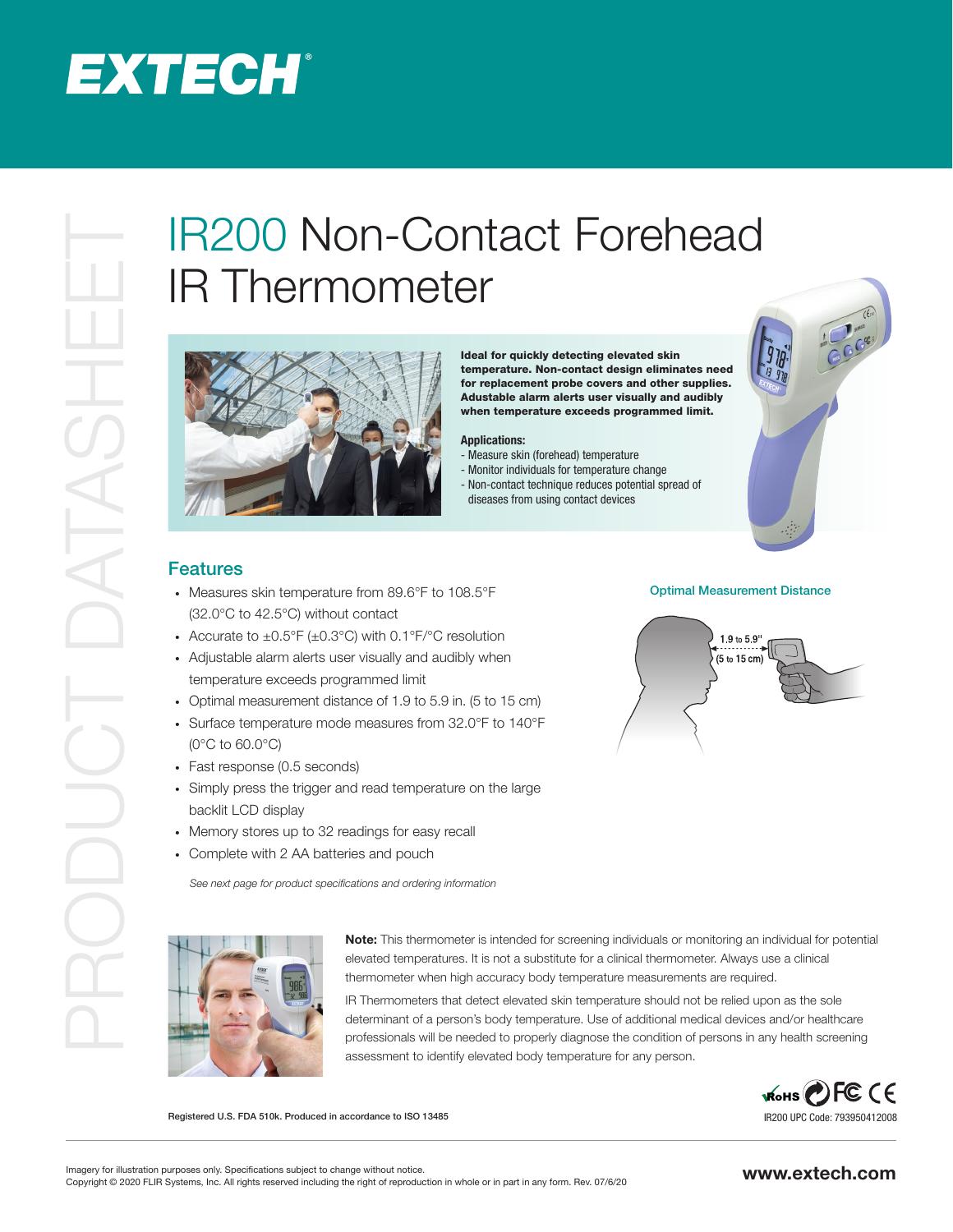EXTECH

PRODUCT DATASHEET

# IR200 Non-Contact Forehead IR Thermometer

**Ideal for quickly detecting elevated skin temperature. Non-contact design eliminates need for replacement probe covers and other supplies. Adustable alarm alerts user visually and audibly when temperature exceeds programmed limit.**

**Applications:**

- Measure skin (forehead) temperature
- Monitor individuals for temperature change
- Non-contact technique reduces potential spread of diseases from using contact devices

## Features

- Measures skin temperature from 89.6°F to 108.5°F (32.0°C to 42.5°C) without contact
- Accurate to ±0.5°F (±0.3°C) with 0.1°F/°C resolution
- Adjustable alarm alerts user visually and audibly when temperature exceeds programmed limit
- Optimal measurement distance of 1.9 to 5.9 in. (5 to 15 cm)
- Surface temperature mode measures from 32.0°F to 140°F (0°C to 60.0°C)
- Fast response (0.5 seconds)
- Simply press the trigger and read temperature on the large backlit LCD display
- Memory stores up to 32 readings for easy recall
- Complete with 2 AA batteries and pouch

*See next page for product specifications and ordering information*

Optimal Measurement Distance

1.9 to 5.9"
(5 to 15 cm)

**Note:** This thermometer is intended for screening individuals or monitoring an individual for potential elevated temperatures. It is not a substitute for a clinical thermometer. Always use a clinical thermometer when high accuracy body temperature measurements are required.

IR Thermometers that detect elevated skin temperature should not be relied upon as the sole determinant of a person's body temperature. Use of additional medical devices and/or healthcare professionals will be needed to properly diagnose the condition of persons in any health screening assessment to identify elevated body temperature for any person.

Registered U.S. FDA 510k. Produced in accordance to ISO 13485

IR200 UPC Code: 793950412008

Imagery for illustration purposes only. Specifications subject to change without notice.
Copyright © 2020 FLIR Systems, Inc. All rights reserved including the right of reproduction in whole or in part in any form. Rev. 07/6/20

www.extech.com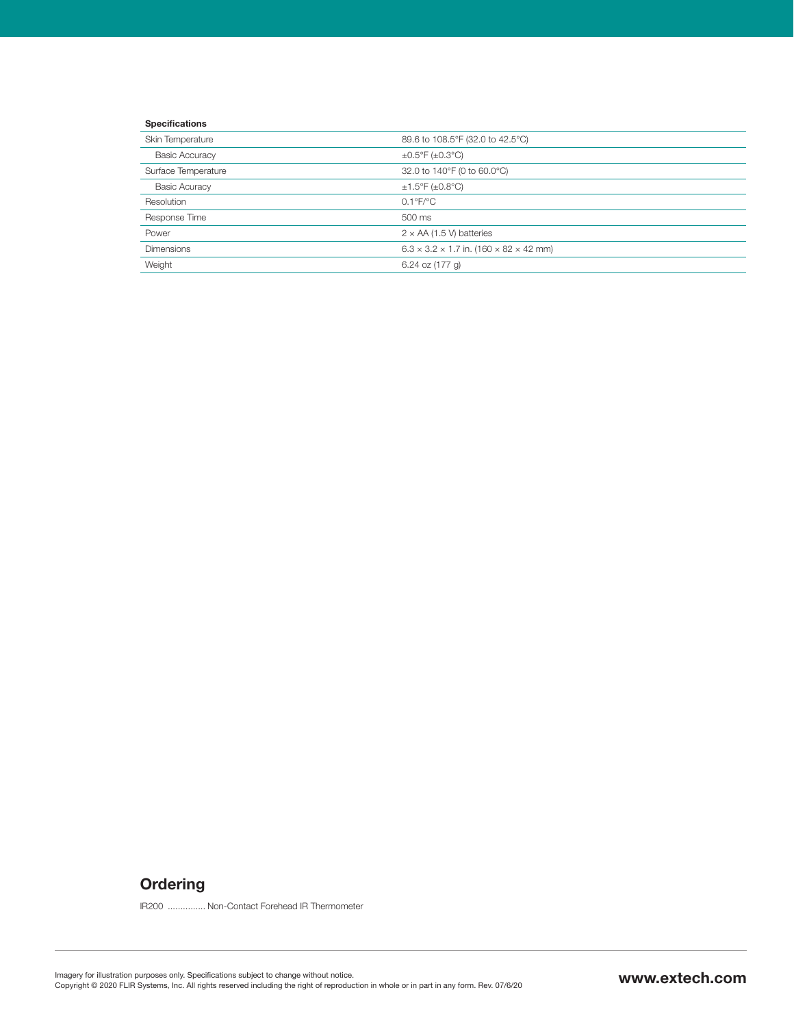**Specifications**

| | |
|---|---|
| Skin Temperature | 89.6 to 108.5°F (32.0 to 42.5°C) |
| Basic Accuracy | ±0.5°F (±0.3°C) |
| Surface Temperature | 32.0 to 140°F (0 to 60.0°C) |
| Basic Acuracy | ±1.5°F (±0.8°C) |
| Resolution | 0.1°F/°C |
| Response Time | 500 ms |
| Power | 2 × AA (1.5 V) batteries |
| Dimensions | 6.3 × 3.2 × 1.7 in. (160 × 82 × 42 mm) |
| Weight | 6.24 oz (177 g) |

## Ordering

IR200 ............... Non-Contact Forehead IR Thermometer

Imagery for illustration purposes only. Specifications subject to change without notice.
Copyright © 2020 FLIR Systems, Inc. All rights reserved including the right of reproduction in whole or in part in any form. Rev. 07/6/20

**www.extech.com**